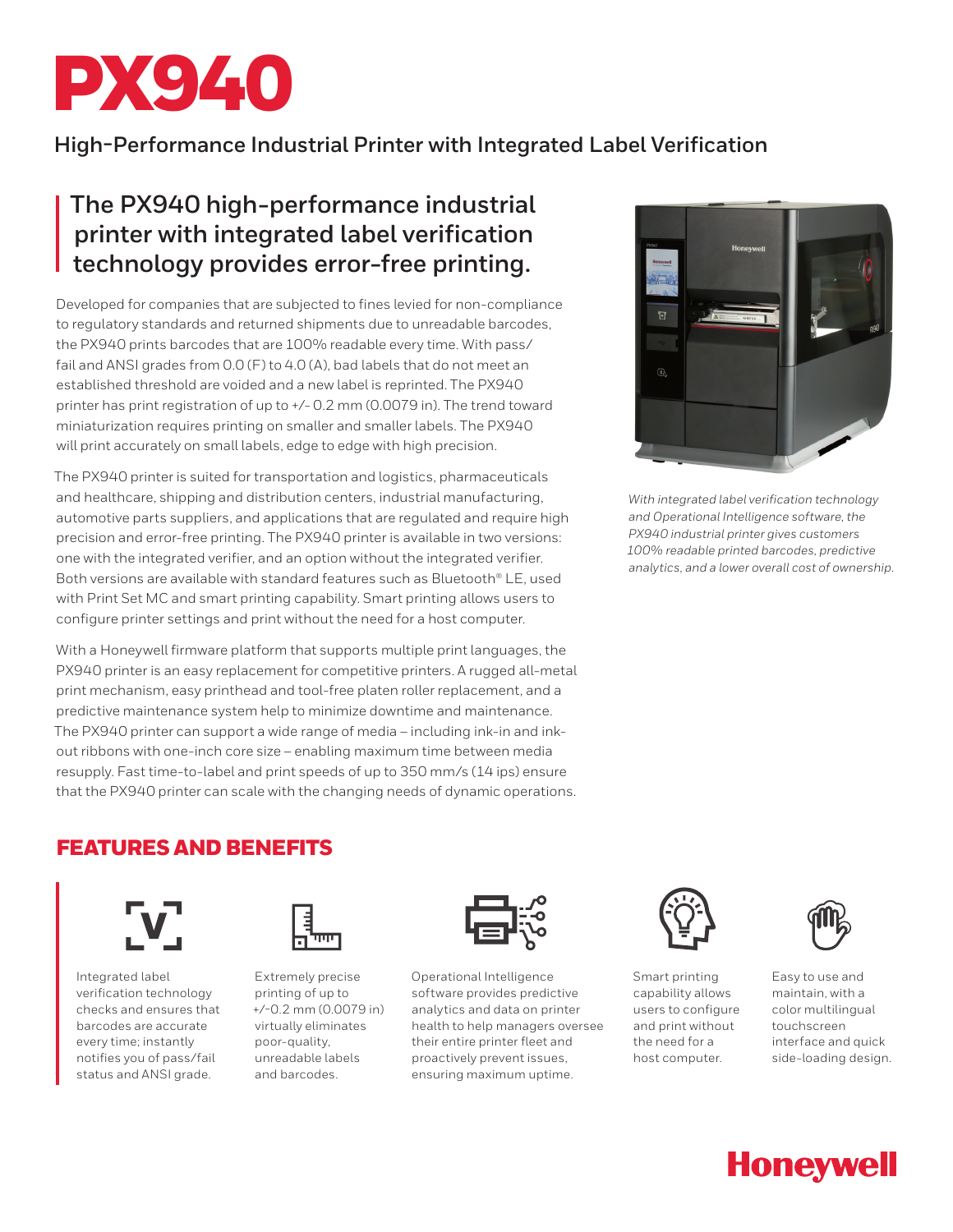# PX940

## High-Performance Industrial Printer with Integrated Label Verification

### The PX940 high-performance industrial printer with integrated label verification technology provides error-free printing.

Developed for companies that are subjected to fines levied for non-compliance to regulatory standards and returned shipments due to unreadable barcodes, the PX940 prints barcodes that are 100% readable every time. With pass/fail and ANSI grades from 0.0 (F) to 4.0 (A), bad labels that do not meet an established threshold are voided and a new label is reprinted. The PX940 printer has print registration of up to +/- 0.2 mm (0.0079 in). The trend toward miniaturization requires printing on smaller and smaller labels. The PX940 will print accurately on small labels, edge to edge with high precision.

The PX940 printer is suited for transportation and logistics, pharmaceuticals and healthcare, shipping and distribution centers, industrial manufacturing, automotive parts suppliers, and applications that are regulated and require high precision and error-free printing. The PX940 printer is available in two versions: one with the integrated verifier, and an option without the integrated verifier. Both versions are available with standard features such as Bluetooth® LE, used with Print Set MC and smart printing capability. Smart printing allows users to configure printer settings and print without the need for a host computer.

With a Honeywell firmware platform that supports multiple print languages, the PX940 printer is an easy replacement for competitive printers. A rugged all-metal print mechanism, easy printhead and tool-free platen roller replacement, and a predictive maintenance system help to minimize downtime and maintenance. The PX940 printer can support a wide range of media – including ink-in and ink-out ribbons with one-inch core size – enabling maximum time between media resupply. Fast time-to-label and print speeds of up to 350 mm/s (14 ips) ensure that the PX940 printer can scale with the changing needs of dynamic operations.

*With integrated label verification technology and Operational Intelligence software, the PX940 industrial printer gives customers 100% readable printed barcodes, predictive analytics, and a lower overall cost of ownership.*

## FEATURES AND BENEFITS

- Integrated label verification technology checks and ensures that barcodes are accurate every time; instantly notifies you of pass/fail status and ANSI grade.
- Extremely precise printing of up to +/-0.2 mm (0.0079 in) virtually eliminates poor-quality, unreadable labels and barcodes.
- Operational Intelligence software provides predictive analytics and data on printer health to help managers oversee their entire printer fleet and proactively prevent issues, ensuring maximum uptime.
- Smart printing capability allows users to configure and print without the need for a host computer.
- Easy to use and maintain, with a color multilingual touchscreen interface and quick side-loading design.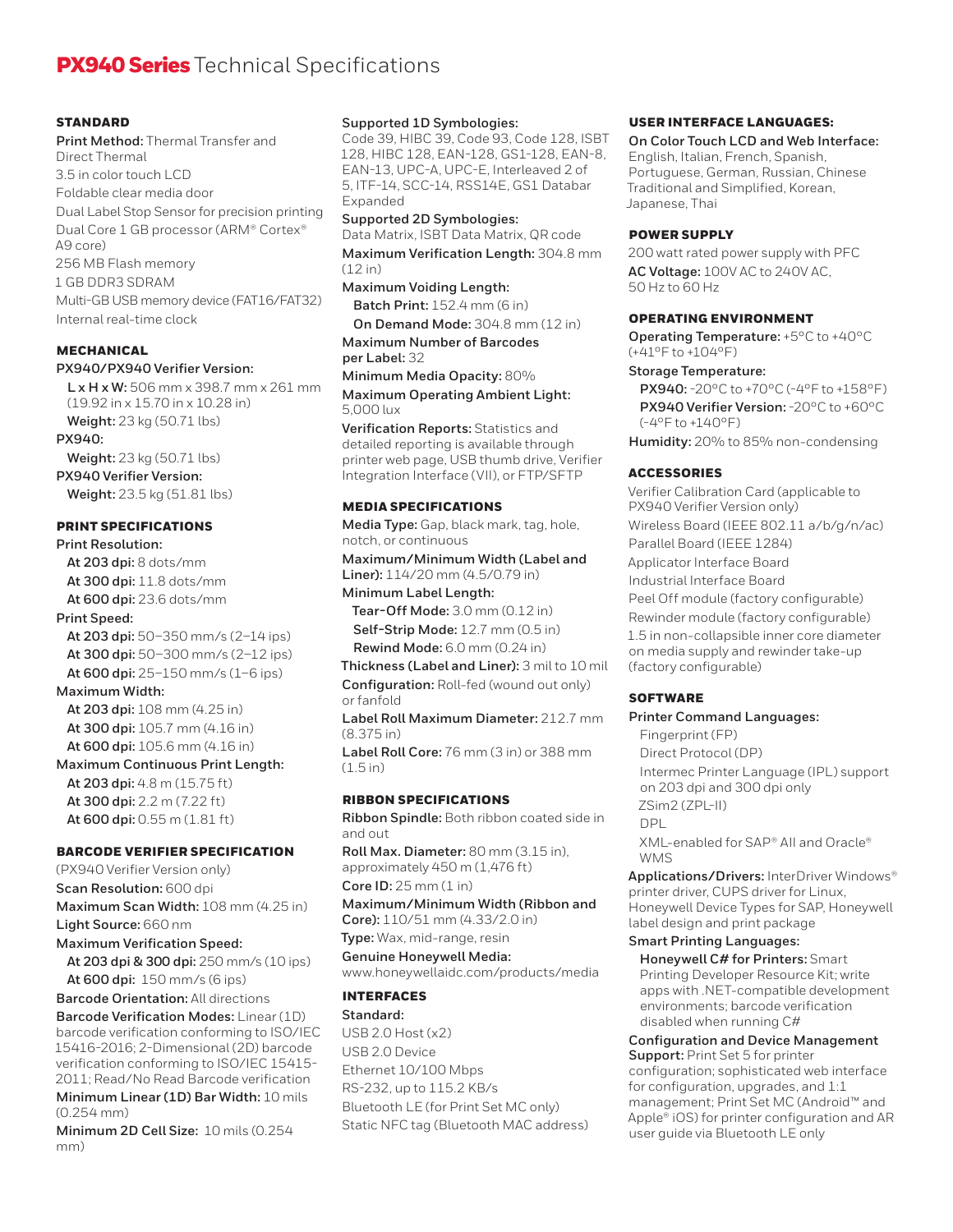# PX940 Series Technical Specifications

## STANDARD

**Print Method:** Thermal Transfer and Direct Thermal

3.5 in color touch LCD

Foldable clear media door

Dual Label Stop Sensor for precision printing

Dual Core 1 GB processor (ARM® Cortex® A9 core)

256 MB Flash memory

1 GB DDR3 SDRAM

Multi-GB USB memory device (FAT16/FAT32)

Internal real-time clock

## MECHANICAL

**PX940/PX940 Verifier Version:**

- **L x H x W:** 506 mm x 398.7 mm x 261 mm (19.92 in x 15.70 in x 10.28 in)
- **Weight:** 23 kg (50.71 lbs)

**PX940:**

- **Weight:** 23 kg (50.71 lbs)

**PX940 Verifier Version:**

- **Weight:** 23.5 kg (51.81 lbs)

## PRINT SPECIFICATIONS

**Print Resolution:**

- **At 203 dpi:** 8 dots/mm
- **At 300 dpi:** 11.8 dots/mm
- **At 600 dpi:** 23.6 dots/mm

**Print Speed:**

- **At 203 dpi:** 50–350 mm/s (2–14 ips)
- **At 300 dpi:** 50–300 mm/s (2–12 ips)
- **At 600 dpi:** 25–150 mm/s (1–6 ips)

**Maximum Width:**

- **At 203 dpi:** 108 mm (4.25 in)
- **At 300 dpi:** 105.7 mm (4.16 in)
- **At 600 dpi:** 105.6 mm (4.16 in)

**Maximum Continuous Print Length:**

- **At 203 dpi:** 4.8 m (15.75 ft)
- **At 300 dpi:** 2.2 m (7.22 ft)
- **At 600 dpi:** 0.55 m (1.81 ft)

## BARCODE VERIFIER SPECIFICATION

(PX940 Verifier Version only)

**Scan Resolution:** 600 dpi

**Maximum Scan Width:** 108 mm (4.25 in)

**Light Source:** 660 nm

**Maximum Verification Speed:**

- **At 203 dpi & 300 dpi:** 250 mm/s (10 ips)
- **At 600 dpi:** 150 mm/s (6 ips)

**Barcode Orientation:** All directions

**Barcode Verification Modes:** Linear (1D) barcode verification conforming to ISO/IEC 15416-2016; 2-Dimensional (2D) barcode verification conforming to ISO/IEC 15415-2011; Read/No Read Barcode verification

**Minimum Linear (1D) Bar Width:** 10 mils (0.254 mm)

**Minimum 2D Cell Size:** 10 mils (0.254 mm)

**Supported 1D Symbologies:**
Code 39, HIBC 39, Code 93, Code 128, ISBT 128, HIBC 128, EAN-128, GS1-128, EAN-8, EAN-13, UPC-A, UPC-E, Interleaved 2 of 5, ITF-14, SCC-14, RSS14E, GS1 Databar Expanded

**Supported 2D Symbologies:**
Data Matrix, ISBT Data Matrix, QR code

**Maximum Verification Length:** 304.8 mm (12 in)

**Maximum Voiding Length:**

- **Batch Print:** 152.4 mm (6 in)
- **On Demand Mode:** 304.8 mm (12 in)

**Maximum Number of Barcodes per Label:** 32

**Minimum Media Opacity:** 80%

**Maximum Operating Ambient Light:** 5,000 lux

**Verification Reports:** Statistics and detailed reporting is available through printer web page, USB thumb drive, Verifier Integration Interface (VII), or FTP/SFTP

## MEDIA SPECIFICATIONS

**Media Type:** Gap, black mark, tag, hole, notch, or continuous

**Maximum/Minimum Width (Label and Liner):** 114/20 mm (4.5/0.79 in)

**Minimum Label Length:**

- **Tear-Off Mode:** 3.0 mm (0.12 in)
- **Self-Strip Mode:** 12.7 mm (0.5 in)
- **Rewind Mode:** 6.0 mm (0.24 in)

**Thickness (Label and Liner):** 3 mil to 10 mil

**Configuration:** Roll-fed (wound out only) or fanfold

**Label Roll Maximum Diameter:** 212.7 mm (8.375 in)

**Label Roll Core:** 76 mm (3 in) or 388 mm (1.5 in)

## RIBBON SPECIFICATIONS

**Ribbon Spindle:** Both ribbon coated side in and out

**Roll Max. Diameter:** 80 mm (3.15 in), approximately 450 m (1,476 ft)

**Core ID:** 25 mm (1 in)

**Maximum/Minimum Width (Ribbon and Core):** 110/51 mm (4.33/2.0 in)

**Type:** Wax, mid-range, resin

**Genuine Honeywell Media:**
www.honeywellaidc.com/products/media

## INTERFACES

**Standard:**

USB 2.0 Host (x2)

USB 2.0 Device

Ethernet 10/100 Mbps

RS-232, up to 115.2 KB/s

Bluetooth LE (for Print Set MC only)

Static NFC tag (Bluetooth MAC address)

## USER INTERFACE LANGUAGES:

**On Color Touch LCD and Web Interface:**
English, Italian, French, Spanish, Portuguese, German, Russian, Chinese Traditional and Simplified, Korean, Japanese, Thai

## POWER SUPPLY

200 watt rated power supply with PFC

**AC Voltage:** 100V AC to 240V AC, 50 Hz to 60 Hz

## OPERATING ENVIRONMENT

**Operating Temperature:** +5°C to +40°C (+41°F to +104°F)

**Storage Temperature:**

- **PX940:** -20°C to +70°C (-4°F to +158°F)
- **PX940 Verifier Version:** -20°C to +60°C (-4°F to +140°F)

**Humidity:** 20% to 85% non-condensing

## ACCESSORIES

Verifier Calibration Card (applicable to PX940 Verifier Version only)

Wireless Board (IEEE 802.11 a/b/g/n/ac)

Parallel Board (IEEE 1284)

Applicator Interface Board

Industrial Interface Board

Peel Off module (factory configurable)

Rewinder module (factory configurable)

1.5 in non-collapsible inner core diameter on media supply and rewinder take-up (factory configurable)

## SOFTWARE

**Printer Command Languages:**

- Fingerprint (FP)
- Direct Protocol (DP)
- Intermec Printer Language (IPL) support on 203 dpi and 300 dpi only
- ZSim2 (ZPL-II)
- DPL
- XML-enabled for SAP® AII and Oracle® WMS

**Applications/Drivers:** InterDriver Windows® printer driver, CUPS driver for Linux, Honeywell Device Types for SAP, Honeywell label design and print package

**Smart Printing Languages:**

- **Honeywell C# for Printers:** Smart Printing Developer Resource Kit; write apps with .NET-compatible development environments; barcode verification disabled when running C#

**Configuration and Device Management Support:** Print Set 5 for printer configuration; sophisticated web interface for configuration, upgrades, and 1:1 management; Print Set MC (Android™ and Apple® iOS) for printer configuration and AR user guide via Bluetooth LE only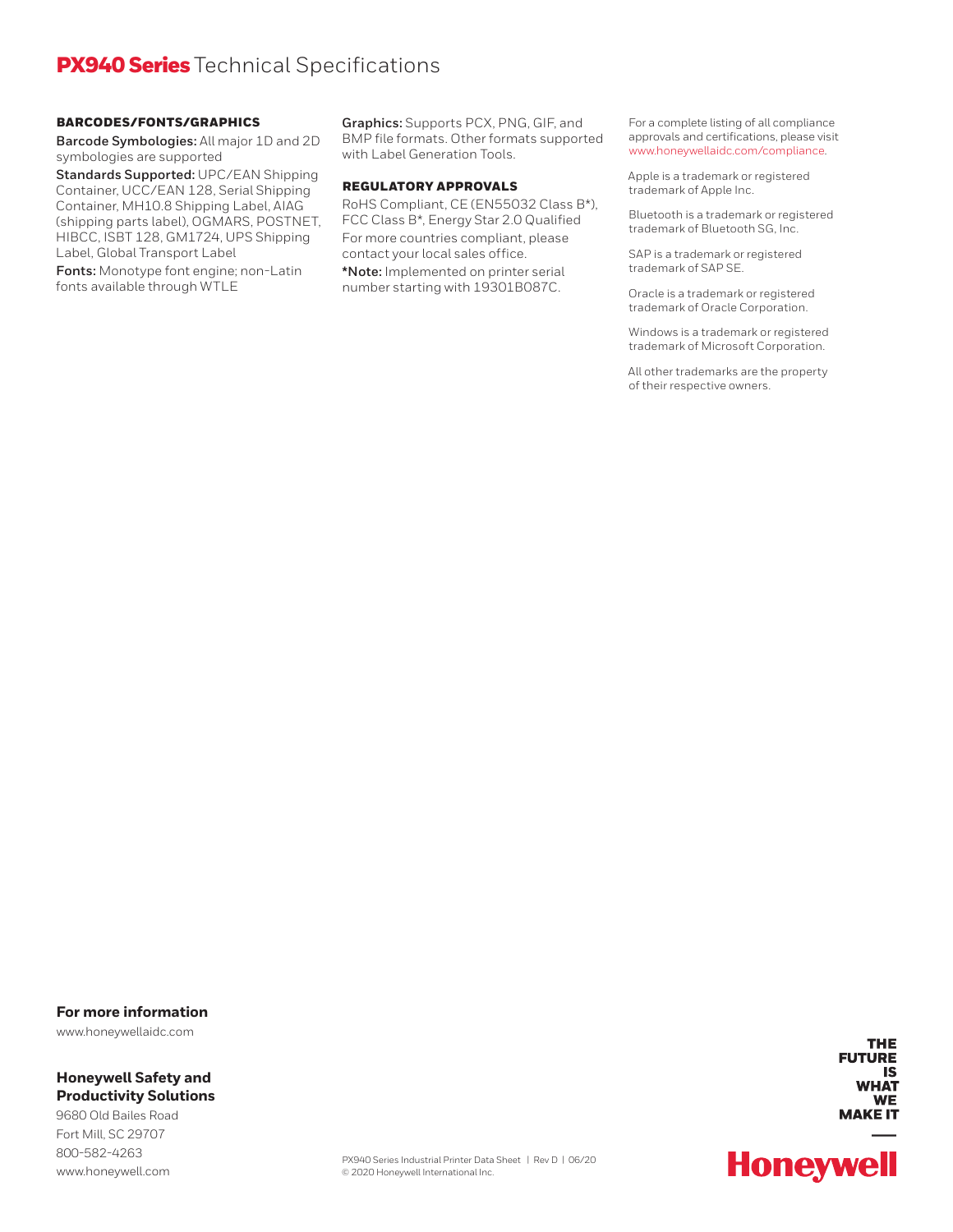# **PX940 Series** Technical Specifications

### BARCODES/FONTS/GRAPHICS

**Barcode Symbologies:** All major 1D and 2D symbologies are supported

**Standards Supported:** UPC/EAN Shipping Container, UCC/EAN 128, Serial Shipping Container, MH10.8 Shipping Label, AIAG (shipping parts label), OGMARS, POSTNET, HIBCC, ISBT 128, GM1724, UPS Shipping Label, Global Transport Label

**Fonts:** Monotype font engine; non-Latin fonts available through WTLE

**Graphics:** Supports PCX, PNG, GIF, and BMP file formats. Other formats supported with Label Generation Tools.

### REGULATORY APPROVALS

RoHS Compliant, CE (EN55032 Class B*), FCC Class B*, Energy Star 2.0 Qualified

For more countries compliant, please contact your local sales office.

***Note:** Implemented on printer serial number starting with 19301B087C.

For a complete listing of all compliance approvals and certifications, please visit www.honeywellaidc.com/compliance.

Apple is a trademark or registered trademark of Apple Inc.

Bluetooth is a trademark or registered trademark of Bluetooth SG, Inc.

SAP is a trademark or registered trademark of SAP SE.

Oracle is a trademark or registered trademark of Oracle Corporation.

Windows is a trademark or registered trademark of Microsoft Corporation.

All other trademarks are the property of their respective owners.

**For more information**

www.honeywellaidc.com

**Honeywell Safety and Productivity Solutions**

9680 Old Bailes Road
Fort Mill, SC 29707
800-582-4263
www.honeywell.com

PX940 Series Industrial Printer Data Sheet | Rev D | 06/20
© 2020 Honeywell International Inc.

THE FUTURE IS WHAT WE MAKE IT

Honeywell